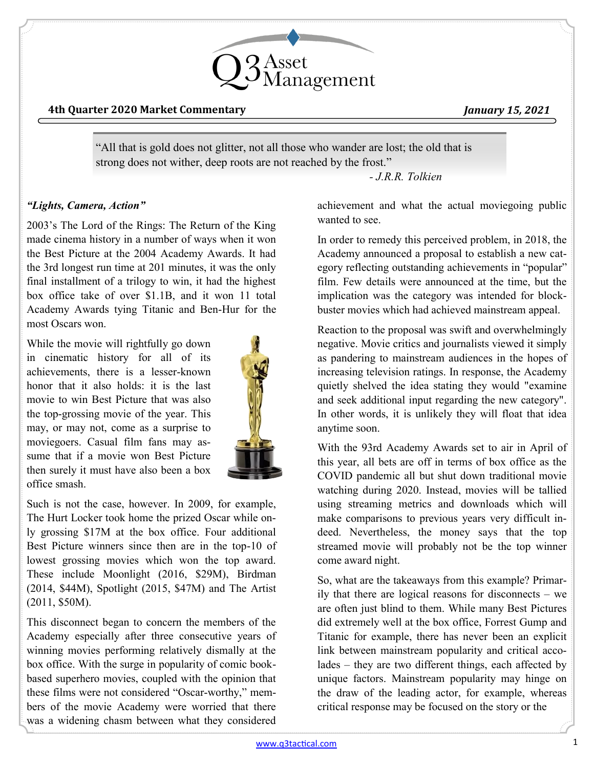**4th Quarter 2020 Market Commentary** *January 15, 2021*

> "All that is gold does not glitter, not all those who wander are lost; the old that is strong does not wither, deep roots are not reached by the frost."
>
> *- J.R.R. Tolkien*

### *"Lights, Camera, Action"*

2003's The Lord of the Rings: The Return of the King made cinema history in a number of ways when it won the Best Picture at the 2004 Academy Awards. It had the 3rd longest run time at 201 minutes, it was the only final installment of a trilogy to win, it had the highest box office take of over $1.1B, and it won 11 total Academy Awards tying Titanic and Ben-Hur for the most Oscars won.

While the movie will rightfully go down in cinematic history for all of its achievements, there is a lesser-known honor that it also holds: it is the last movie to win Best Picture that was also the top-grossing movie of the year. This may, or may not, come as a surprise to moviegoers. Casual film fans may assume that if a movie won Best Picture then surely it must have also been a box office smash.

Such is not the case, however. In 2009, for example, The Hurt Locker took home the prized Oscar while only grossing $17M at the box office. Four additional Best Picture winners since then are in the top-10 of lowest grossing movies which won the top award. These include Moonlight (2016, $29M), Birdman (2014, $44M), Spotlight (2015, $47M) and The Artist (2011, $50M).

This disconnect began to concern the members of the Academy especially after three consecutive years of winning movies performing relatively dismally at the box office. With the surge in popularity of comic book-based superhero movies, coupled with the opinion that these films were not considered "Oscar-worthy," members of the movie Academy were worried that there was a widening chasm between what they considered achievement and what the actual moviegoing public wanted to see.

In order to remedy this perceived problem, in 2018, the Academy announced a proposal to establish a new category reflecting outstanding achievements in "popular" film. Few details were announced at the time, but the implication was the category was intended for blockbuster movies which had achieved mainstream appeal.

Reaction to the proposal was swift and overwhelmingly negative. Movie critics and journalists viewed it simply as pandering to mainstream audiences in the hopes of increasing television ratings. In response, the Academy quietly shelved the idea stating they would "examine and seek additional input regarding the new category". In other words, it is unlikely they will float that idea anytime soon.

With the 93rd Academy Awards set to air in April of this year, all bets are off in terms of box office as the COVID pandemic all but shut down traditional movie watching during 2020. Instead, movies will be tallied using streaming metrics and downloads which will make comparisons to previous years very difficult indeed. Nevertheless, the money says that the top streamed movie will probably not be the top winner come award night.

So, what are the takeaways from this example? Primarily that there are logical reasons for disconnects – we are often just blind to them. While many Best Pictures did extremely well at the box office, Forrest Gump and Titanic for example, there has never been an explicit link between mainstream popularity and critical accolades – they are two different things, each affected by unique factors. Mainstream popularity may hinge on the draw of the leading actor, for example, whereas critical response may be focused on the story or the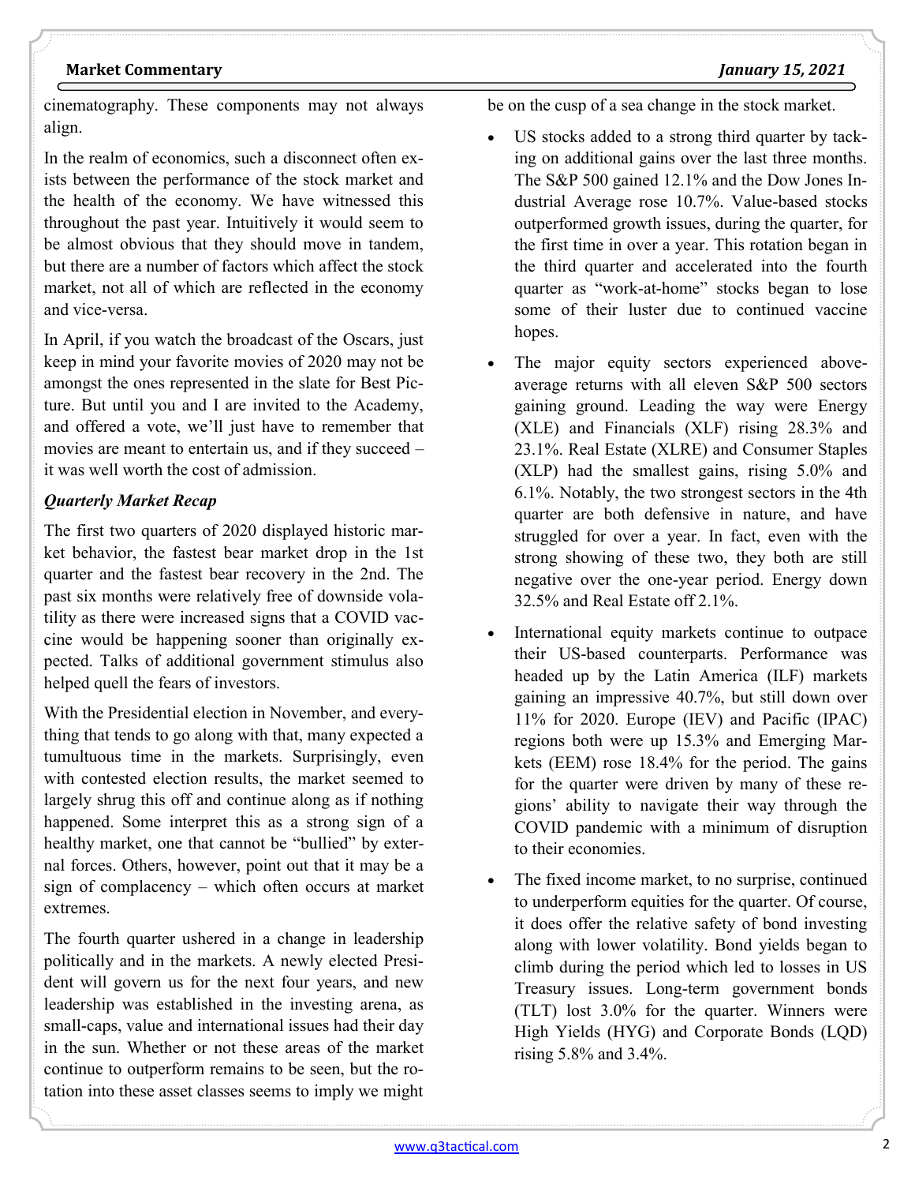cinematography. These components may not always align.

In the realm of economics, such a disconnect often exists between the performance of the stock market and the health of the economy. We have witnessed this throughout the past year. Intuitively it would seem to be almost obvious that they should move in tandem, but there are a number of factors which affect the stock market, not all of which are reflected in the economy and vice-versa.

In April, if you watch the broadcast of the Oscars, just keep in mind your favorite movies of 2020 may not be amongst the ones represented in the slate for Best Picture. But until you and I are invited to the Academy, and offered a vote, we'll just have to remember that movies are meant to entertain us, and if they succeed – it was well worth the cost of admission.

***Quarterly Market Recap***

The first two quarters of 2020 displayed historic market behavior, the fastest bear market drop in the 1st quarter and the fastest bear recovery in the 2nd. The past six months were relatively free of downside volatility as there were increased signs that a COVID vaccine would be happening sooner than originally expected. Talks of additional government stimulus also helped quell the fears of investors.

With the Presidential election in November, and everything that tends to go along with that, many expected a tumultuous time in the markets. Surprisingly, even with contested election results, the market seemed to largely shrug this off and continue along as if nothing happened. Some interpret this as a strong sign of a healthy market, one that cannot be "bullied" by external forces. Others, however, point out that it may be a sign of complacency – which often occurs at market extremes.

The fourth quarter ushered in a change in leadership politically and in the markets. A newly elected President will govern us for the next four years, and new leadership was established in the investing arena, as small-caps, value and international issues had their day in the sun. Whether or not these areas of the market continue to outperform remains to be seen, but the rotation into these asset classes seems to imply we might be on the cusp of a sea change in the stock market.

- US stocks added to a strong third quarter by tacking on additional gains over the last three months. The S&P 500 gained 12.1% and the Dow Jones Industrial Average rose 10.7%. Value-based stocks outperformed growth issues, during the quarter, for the first time in over a year. This rotation began in the third quarter and accelerated into the fourth quarter as "work-at-home" stocks began to lose some of their luster due to continued vaccine hopes.
- The major equity sectors experienced above-average returns with all eleven S&P 500 sectors gaining ground. Leading the way were Energy (XLE) and Financials (XLF) rising 28.3% and 23.1%. Real Estate (XLRE) and Consumer Staples (XLP) had the smallest gains, rising 5.0% and 6.1%. Notably, the two strongest sectors in the 4th quarter are both defensive in nature, and have struggled for over a year. In fact, even with the strong showing of these two, they both are still negative over the one-year period. Energy down 32.5% and Real Estate off 2.1%.
- International equity markets continue to outpace their US-based counterparts. Performance was headed up by the Latin America (ILF) markets gaining an impressive 40.7%, but still down over 11% for 2020. Europe (IEV) and Pacific (IPAC) regions both were up 15.3% and Emerging Markets (EEM) rose 18.4% for the period. The gains for the quarter were driven by many of these regions' ability to navigate their way through the COVID pandemic with a minimum of disruption to their economies.
- The fixed income market, to no surprise, continued to underperform equities for the quarter. Of course, it does offer the relative safety of bond investing along with lower volatility. Bond yields began to climb during the period which led to losses in US Treasury issues. Long-term government bonds (TLT) lost 3.0% for the quarter. Winners were High Yields (HYG) and Corporate Bonds (LQD) rising 5.8% and 3.4%.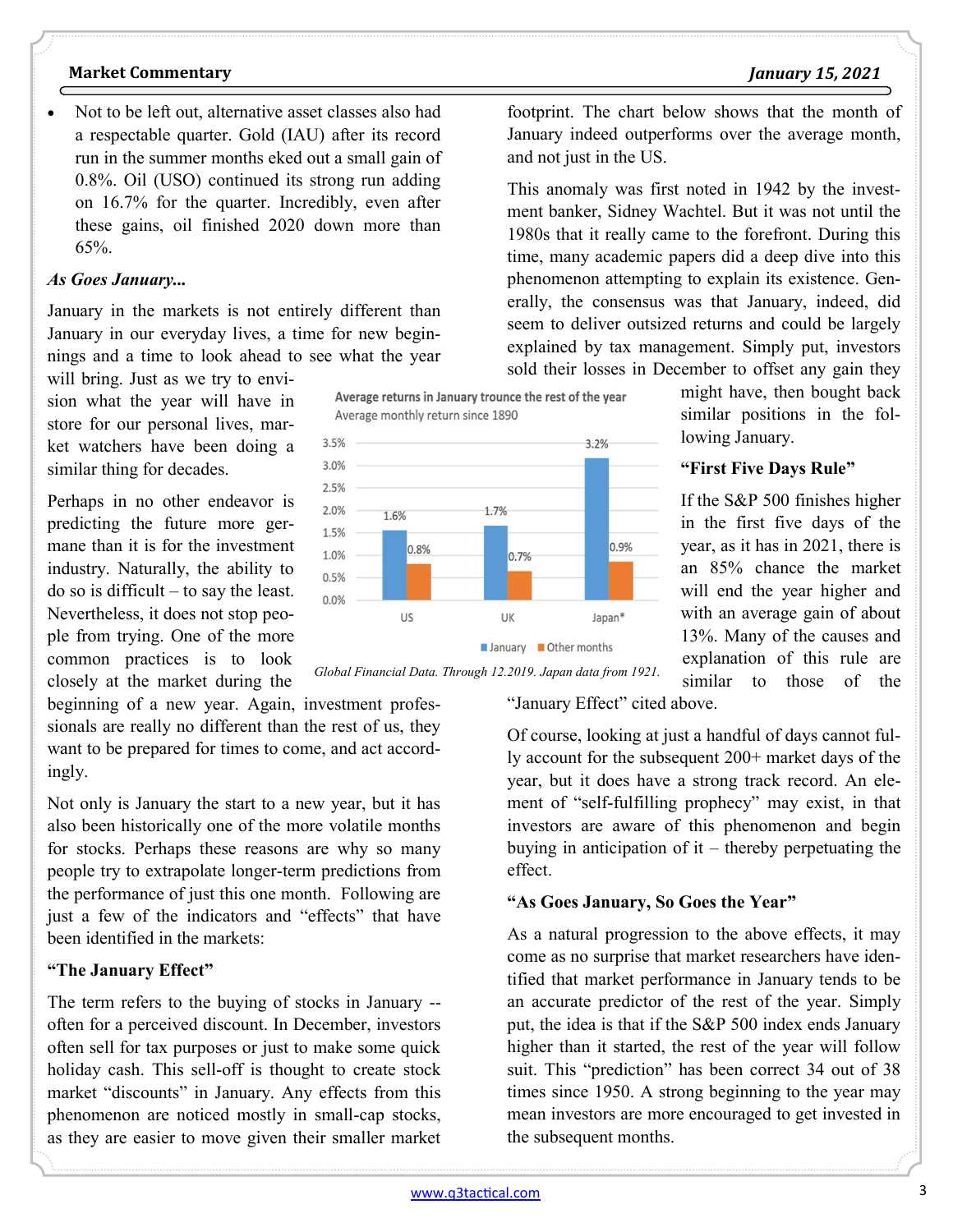- Not to be left out, alternative asset classes also had a respectable quarter. Gold (IAU) after its record run in the summer months eked out a small gain of 0.8%. Oil (USO) continued its strong run adding on 16.7% for the quarter. Incredibly, even after these gains, oil finished 2020 down more than 65%.

### *As Goes January...*

January in the markets is not entirely different than January in our everyday lives, a time for new beginnings and a time to look ahead to see what the year will bring. Just as we try to envision what the year will have in store for our personal lives, market watchers have been doing a similar thing for decades.

Perhaps in no other endeavor is predicting the future more germane than it is for the investment industry. Naturally, the ability to do so is difficult – to say the least. Nevertheless, it does not stop people from trying. One of the more common practices is to look closely at the market during the beginning of a new year. Again, investment professionals are really no different than the rest of us, they want to be prepared for times to come, and act accordingly.

Not only is January the start to a new year, but it has also been historically one of the more volatile months for stocks. Perhaps these reasons are why so many people try to extrapolate longer-term predictions from the performance of just this one month. Following are just a few of the indicators and "effects" that have been identified in the markets:

#### "The January Effect"

The term refers to the buying of stocks in January -- often for a perceived discount. In December, investors often sell for tax purposes or just to make some quick holiday cash. This sell-off is thought to create stock market "discounts" in January. Any effects from this phenomenon are noticed mostly in small-cap stocks, as they are easier to move given their smaller market footprint. The chart below shows that the month of January indeed outperforms over the average month, and not just in the US.

**Average returns in January trounce the rest of the year**
Average monthly return since 1890

| | January | Other months |
|---|---|---|
| US | 1.6% | 0.8% |
| UK | 1.7% | 0.7% |
| Japan* | 3.2% | 0.9% |

*Global Financial Data. Through 12.2019. Japan data from 1921.*

This anomaly was first noted in 1942 by the investment banker, Sidney Wachtel. But it was not until the 1980s that it really came to the forefront. During this time, many academic papers did a deep dive into this phenomenon attempting to explain its existence. Generally, the consensus was that January, indeed, did seem to deliver outsized returns and could be largely explained by tax management. Simply put, investors sold their losses in December to offset any gain they might have, then bought back similar positions in the following January.

#### "First Five Days Rule"

If the S&P 500 finishes higher in the first five days of the year, as it has in 2021, there is an 85% chance the market will end the year higher and with an average gain of about 13%. Many of the causes and explanation of this rule are similar to those of the "January Effect" cited above.

Of course, looking at just a handful of days cannot fully account for the subsequent 200+ market days of the year, but it does have a strong track record. An element of "self-fulfilling prophecy" may exist, in that investors are aware of this phenomenon and begin buying in anticipation of it – thereby perpetuating the effect.

#### "As Goes January, So Goes the Year"

As a natural progression to the above effects, it may come as no surprise that market researchers have identified that market performance in January tends to be an accurate predictor of the rest of the year. Simply put, the idea is that if the S&P 500 index ends January higher than it started, the rest of the year will follow suit. This "prediction" has been correct 34 out of 38 times since 1950. A strong beginning to the year may mean investors are more encouraged to get invested in the subsequent months.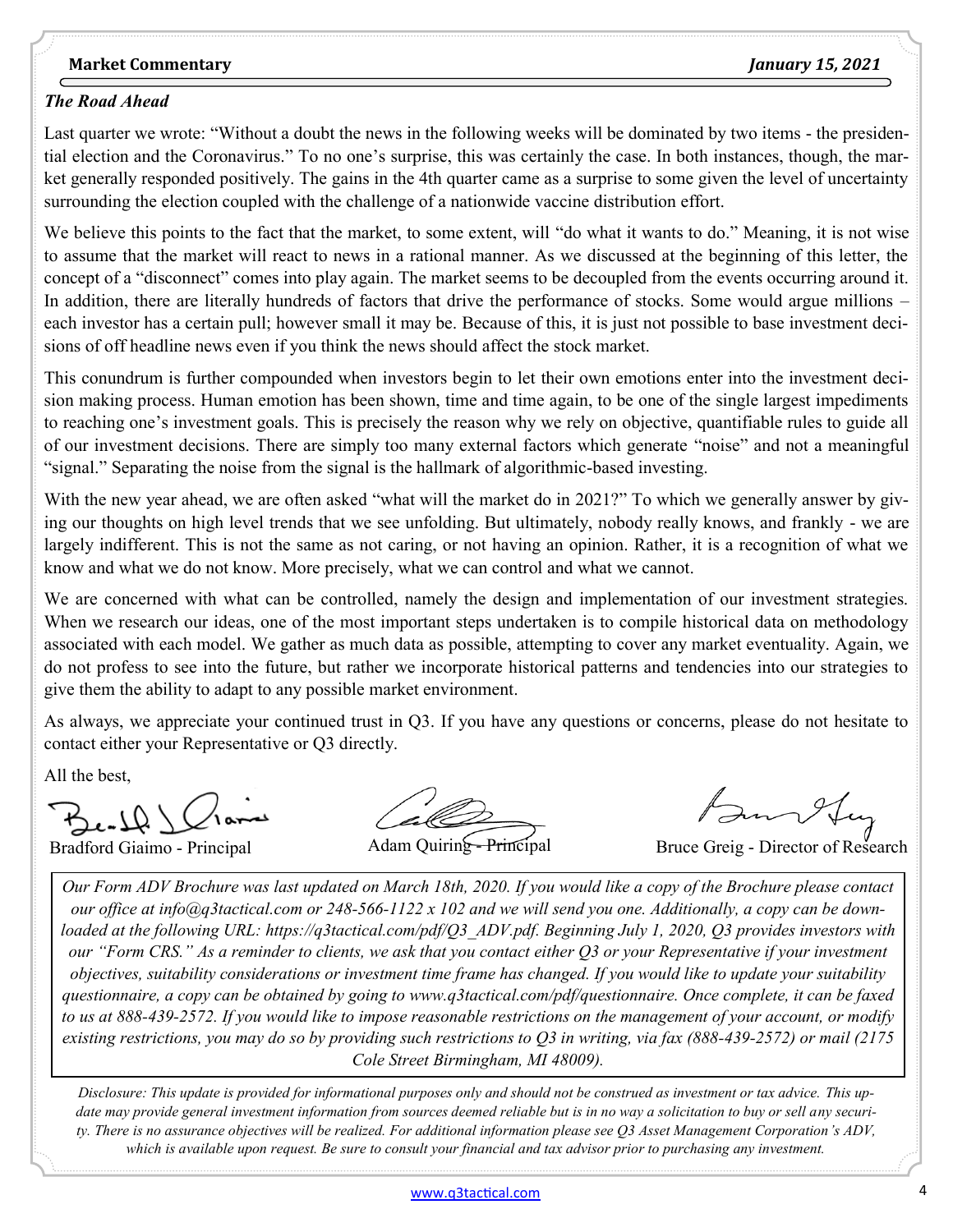### *The Road Ahead*

Last quarter we wrote: "Without a doubt the news in the following weeks will be dominated by two items - the presidential election and the Coronavirus." To no one's surprise, this was certainly the case. In both instances, though, the market generally responded positively. The gains in the 4th quarter came as a surprise to some given the level of uncertainty surrounding the election coupled with the challenge of a nationwide vaccine distribution effort.

We believe this points to the fact that the market, to some extent, will "do what it wants to do." Meaning, it is not wise to assume that the market will react to news in a rational manner. As we discussed at the beginning of this letter, the concept of a "disconnect" comes into play again. The market seems to be decoupled from the events occurring around it. In addition, there are literally hundreds of factors that drive the performance of stocks. Some would argue millions – each investor has a certain pull; however small it may be. Because of this, it is just not possible to base investment decisions of off headline news even if you think the news should affect the stock market.

This conundrum is further compounded when investors begin to let their own emotions enter into the investment decision making process. Human emotion has been shown, time and time again, to be one of the single largest impediments to reaching one's investment goals. This is precisely the reason why we rely on objective, quantifiable rules to guide all of our investment decisions. There are simply too many external factors which generate "noise" and not a meaningful "signal." Separating the noise from the signal is the hallmark of algorithmic-based investing.

With the new year ahead, we are often asked "what will the market do in 2021?" To which we generally answer by giving our thoughts on high level trends that we see unfolding. But ultimately, nobody really knows, and frankly - we are largely indifferent. This is not the same as not caring, or not having an opinion. Rather, it is a recognition of what we know and what we do not know. More precisely, what we can control and what we cannot.

We are concerned with what can be controlled, namely the design and implementation of our investment strategies. When we research our ideas, one of the most important steps undertaken is to compile historical data on methodology associated with each model. We gather as much data as possible, attempting to cover any market eventuality. Again, we do not profess to see into the future, but rather we incorporate historical patterns and tendencies into our strategies to give them the ability to adapt to any possible market environment.

As always, we appreciate your continued trust in Q3. If you have any questions or concerns, please do not hesitate to contact either your Representative or Q3 directly.

All the best,

Bradford Giaimo - Principal

Adam Quiring - Principal

Bruce Greig - Director of Research

*Our Form ADV Brochure was last updated on March 18th, 2020. If you would like a copy of the Brochure please contact our office at info@q3tactical.com or 248-566-1122 x 102 and we will send you one. Additionally, a copy can be downloaded at the following URL: https://q3tactical.com/pdf/Q3_ADV.pdf. Beginning July 1, 2020, Q3 provides investors with our "Form CRS." As a reminder to clients, we ask that you contact either Q3 or your Representative if your investment objectives, suitability considerations or investment time frame has changed. If you would like to update your suitability questionnaire, a copy can be obtained by going to www.q3tactical.com/pdf/questionnaire. Once complete, it can be faxed to us at 888-439-2572. If you would like to impose reasonable restrictions on the management of your account, or modify existing restrictions, you may do so by providing such restrictions to Q3 in writing, via fax (888-439-2572) or mail (2175 Cole Street Birmingham, MI 48009).*

*Disclosure: This update is provided for informational purposes only and should not be construed as investment or tax advice. This update may provide general investment information from sources deemed reliable but is in no way a solicitation to buy or sell any security. There is no assurance objectives will be realized. For additional information please see Q3 Asset Management Corporation's ADV, which is available upon request. Be sure to consult your financial and tax advisor prior to purchasing any investment.*